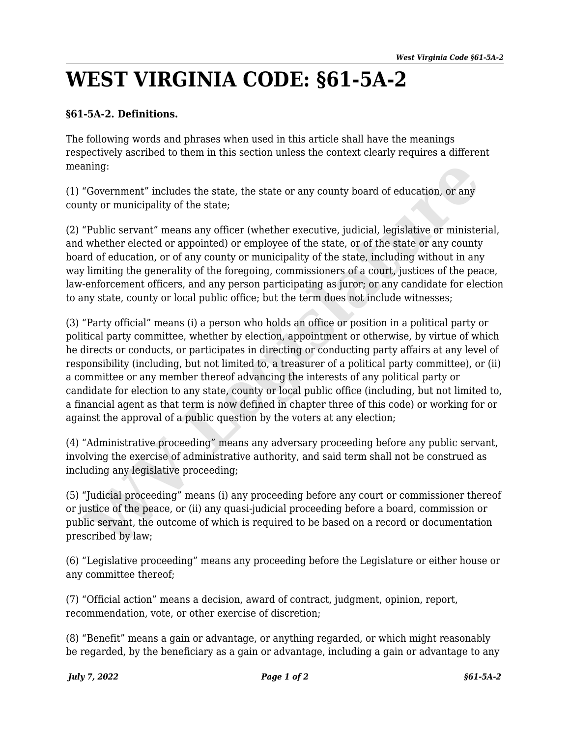# WEST VIRGINIA CODE: §61-5A-2

**§61-5A-2. Definitions.**

The following words and phrases when used in this article shall have the meanings respectively ascribed to them in this section unless the context clearly requires a different meaning:

(1) “Government” includes the state, the state or any county board of education, or any county or municipality of the state;

(2) “Public servant” means any officer (whether executive, judicial, legislative or ministerial, and whether elected or appointed) or employee of the state, or of the state or any county board of education, or of any county or municipality of the state, including without in any way limiting the generality of the foregoing, commissioners of a court, justices of the peace, law-enforcement officers, and any person participating as juror; or any candidate for election to any state, county or local public office; but the term does not include witnesses;

(3) “Party official” means (i) a person who holds an office or position in a political party or political party committee, whether by election, appointment or otherwise, by virtue of which he directs or conducts, or participates in directing or conducting party affairs at any level of responsibility (including, but not limited to, a treasurer of a political party committee), or (ii) a committee or any member thereof advancing the interests of any political party or candidate for election to any state, county or local public office (including, but not limited to, a financial agent as that term is now defined in chapter three of this code) or working for or against the approval of a public question by the voters at any election;

(4) “Administrative proceeding” means any adversary proceeding before any public servant, involving the exercise of administrative authority, and said term shall not be construed as including any legislative proceeding;

(5) “Judicial proceeding” means (i) any proceeding before any court or commissioner thereof or justice of the peace, or (ii) any quasi-judicial proceeding before a board, commission or public servant, the outcome of which is required to be based on a record or documentation prescribed by law;

(6) “Legislative proceeding” means any proceeding before the Legislature or either house or any committee thereof;

(7) “Official action” means a decision, award of contract, judgment, opinion, report, recommendation, vote, or other exercise of discretion;

(8) “Benefit” means a gain or advantage, or anything regarded, or which might reasonably be regarded, by the beneficiary as a gain or advantage, including a gain or advantage to any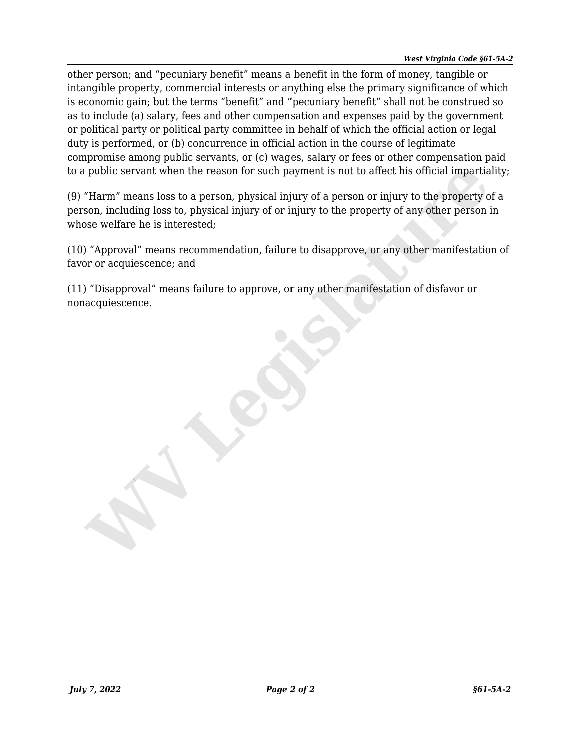other person; and "pecuniary benefit" means a benefit in the form of money, tangible or intangible property, commercial interests or anything else the primary significance of which is economic gain; but the terms "benefit" and "pecuniary benefit" shall not be construed so as to include (a) salary, fees and other compensation and expenses paid by the government or political party or political party committee in behalf of which the official action or legal duty is performed, or (b) concurrence in official action in the course of legitimate compromise among public servants, or (c) wages, salary or fees or other compensation paid to a public servant when the reason for such payment is not to affect his official impartiality;

(9) "Harm" means loss to a person, physical injury of a person or injury to the property of a person, including loss to, physical injury of or injury to the property of any other person in whose welfare he is interested;

(10) "Approval" means recommendation, failure to disapprove, or any other manifestation of favor or acquiescence; and

(11) "Disapproval" means failure to approve, or any other manifestation of disfavor or nonacquiescence.